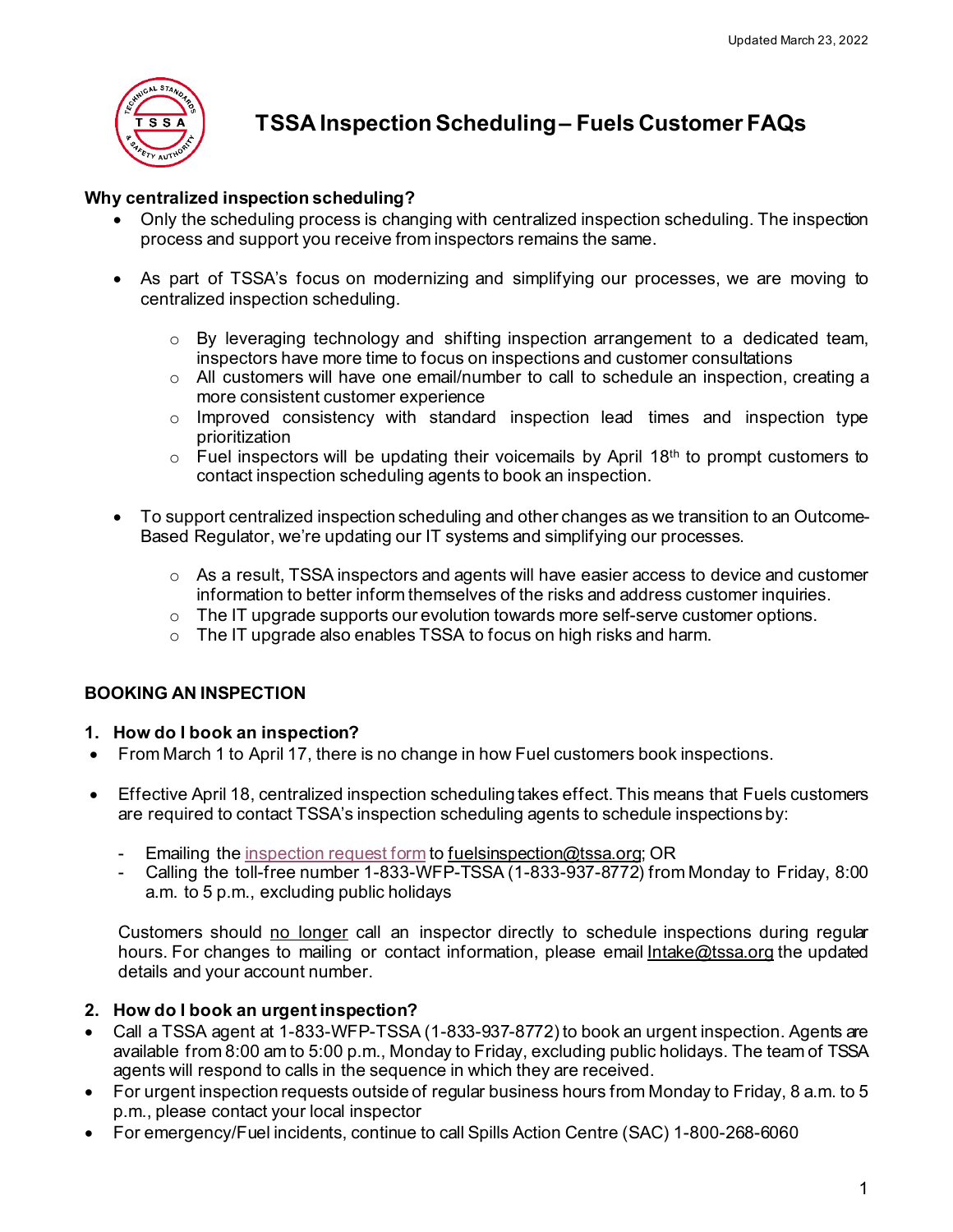Updated March 23, 2022

# TSSA Inspection Scheduling – Fuels Customer FAQs

**Why centralized inspection scheduling?**

- Only the scheduling process is changing with centralized inspection scheduling. The inspection process and support you receive from inspectors remains the same.

- As part of TSSA's focus on modernizing and simplifying our processes, we are moving to centralized inspection scheduling.
  - By leveraging technology and shifting inspection arrangement to a dedicated team, inspectors have more time to focus on inspections and customer consultations
  - All customers will have one email/number to call to schedule an inspection, creating a more consistent customer experience
  - Improved consistency with standard inspection lead times and inspection type prioritization
  - Fuel inspectors will be updating their voicemails by April 18th to prompt customers to contact inspection scheduling agents to book an inspection.

- To support centralized inspection scheduling and other changes as we transition to an Outcome-Based Regulator, we're updating our IT systems and simplifying our processes.
  - As a result, TSSA inspectors and agents will have easier access to device and customer information to better inform themselves of the risks and address customer inquiries.
  - The IT upgrade supports our evolution towards more self-serve customer options.
  - The IT upgrade also enables TSSA to focus on high risks and harm.

## BOOKING AN INSPECTION

### 1. How do I book an inspection?

- From March 1 to April 17, there is no change in how Fuel customers book inspections.

- Effective April 18, centralized inspection scheduling takes effect. This means that Fuels customers are required to contact TSSA's inspection scheduling agents to schedule inspections by:
  - Emailing the inspection request form to fuelsinspection@tssa.org; OR
  - Calling the toll-free number 1-833-WFP-TSSA (1-833-937-8772) from Monday to Friday, 8:00 a.m. to 5 p.m., excluding public holidays

  Customers should no longer call an inspector directly to schedule inspections during regular hours. For changes to mailing or contact information, please email Intake@tssa.org the updated details and your account number.

### 2. How do I book an urgent inspection?

- Call a TSSA agent at 1-833-WFP-TSSA (1-833-937-8772) to book an urgent inspection. Agents are available from 8:00 am to 5:00 p.m., Monday to Friday, excluding public holidays. The team of TSSA agents will respond to calls in the sequence in which they are received.
- For urgent inspection requests outside of regular business hours from Monday to Friday, 8 a.m. to 5 p.m., please contact your local inspector
- For emergency/Fuel incidents, continue to call Spills Action Centre (SAC) 1-800-268-6060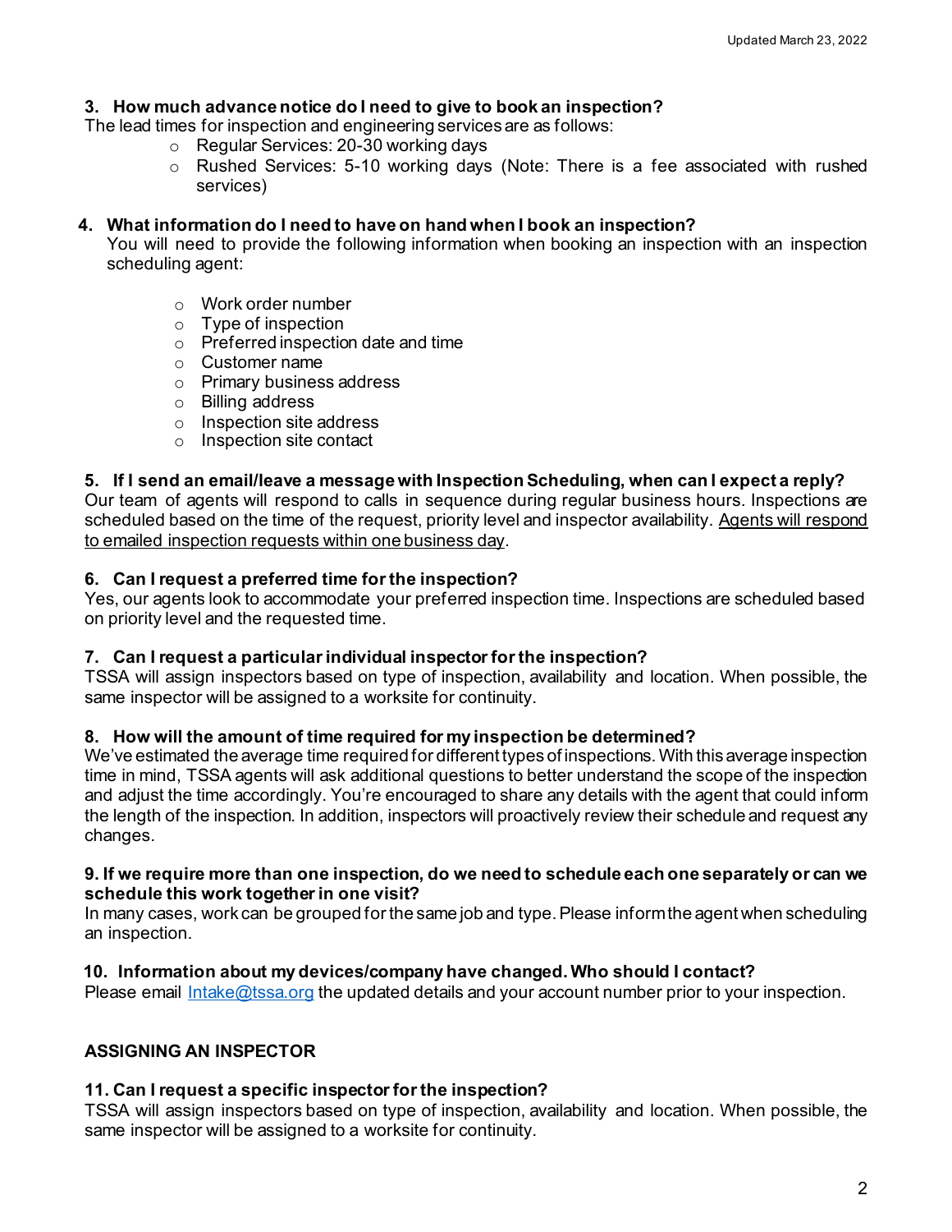### 3. How much advance notice do I need to give to book an inspection?

The lead times for inspection and engineering services are as follows:

- Regular Services: 20-30 working days
- Rushed Services: 5-10 working days (Note: There is a fee associated with rushed services)

### 4. What information do I need to have on hand when I book an inspection?

You will need to provide the following information when booking an inspection with an inspection scheduling agent:

- Work order number
- Type of inspection
- Preferred inspection date and time
- Customer name
- Primary business address
- Billing address
- Inspection site address
- Inspection site contact

### 5. If I send an email/leave a message with Inspection Scheduling, when can I expect a reply?

Our team of agents will respond to calls in sequence during regular business hours. Inspections are scheduled based on the time of the request, priority level and inspector availability. <u>Agents will respond to emailed inspection requests within one business day</u>.

### 6. Can I request a preferred time for the inspection?

Yes, our agents look to accommodate your preferred inspection time. Inspections are scheduled based on priority level and the requested time.

### 7. Can I request a particular individual inspector for the inspection?

TSSA will assign inspectors based on type of inspection, availability and location. When possible, the same inspector will be assigned to a worksite for continuity.

### 8. How will the amount of time required for my inspection be determined?

We've estimated the average time required for different types of inspections. With this average inspection time in mind, TSSA agents will ask additional questions to better understand the scope of the inspection and adjust the time accordingly. You're encouraged to share any details with the agent that could inform the length of the inspection. In addition, inspectors will proactively review their schedule and request any changes.

### 9. If we require more than one inspection, do we need to schedule each one separately or can we schedule this work together in one visit?

In many cases, work can be grouped for the same job and type. Please inform the agent when scheduling an inspection.

### 10. Information about my devices/company have changed. Who should I contact?

Please email [Intake@tssa.org](mailto:Intake@tssa.org) the updated details and your account number prior to your inspection.

## ASSIGNING AN INSPECTOR

### 11. Can I request a specific inspector for the inspection?

TSSA will assign inspectors based on type of inspection, availability and location. When possible, the same inspector will be assigned to a worksite for continuity.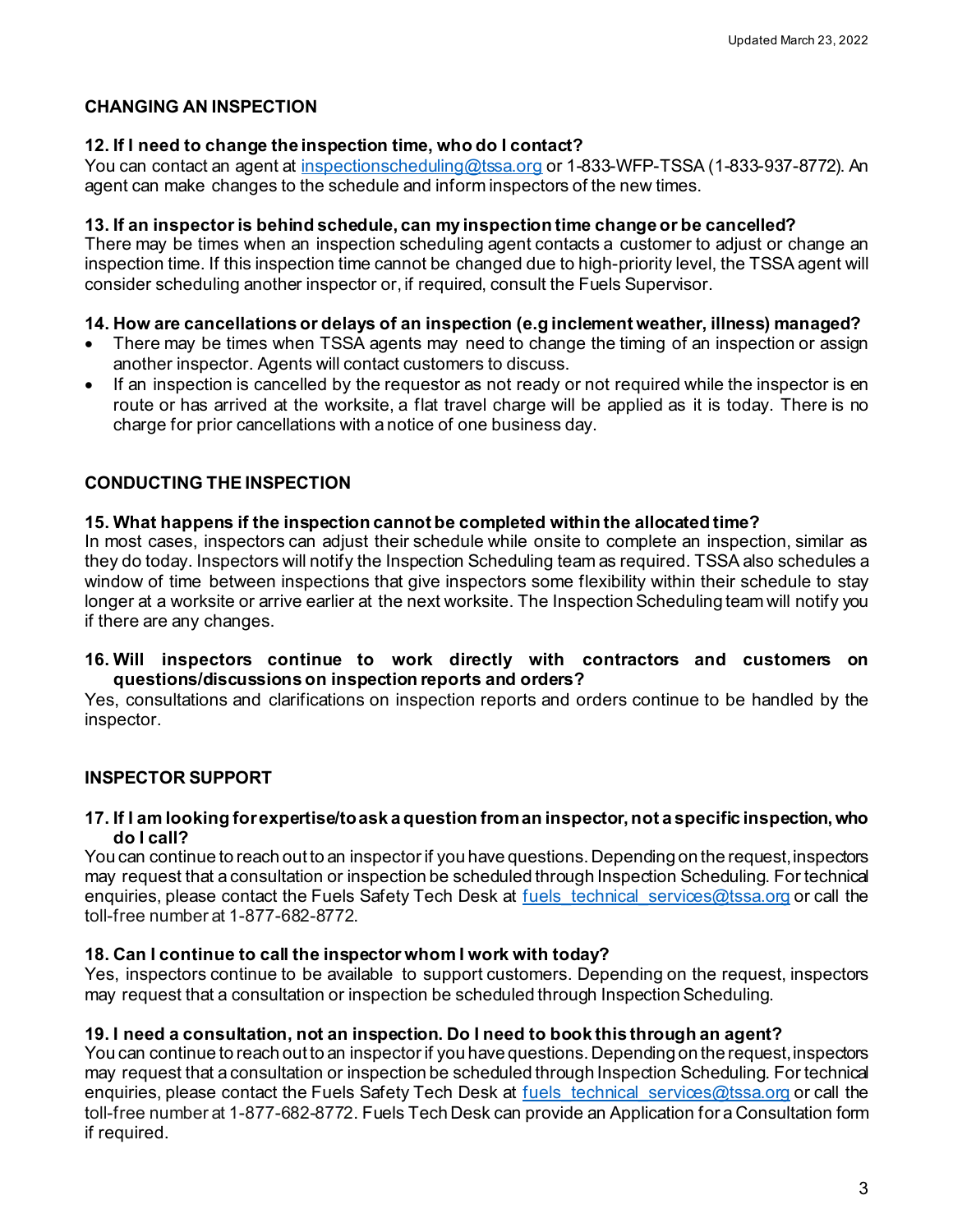## CHANGING AN INSPECTION

**12. If I need to change the inspection time, who do I contact?**

You can contact an agent at inspectionscheduling@tssa.org or 1-833-WFP-TSSA (1-833-937-8772). An agent can make changes to the schedule and inform inspectors of the new times.

**13. If an inspector is behind schedule, can my inspection time change or be cancelled?**

There may be times when an inspection scheduling agent contacts a customer to adjust or change an inspection time. If this inspection time cannot be changed due to high-priority level, the TSSA agent will consider scheduling another inspector or, if required, consult the Fuels Supervisor.

**14. How are cancellations or delays of an inspection (e.g inclement weather, illness) managed?**

- There may be times when TSSA agents may need to change the timing of an inspection or assign another inspector. Agents will contact customers to discuss.
- If an inspection is cancelled by the requestor as not ready or not required while the inspector is en route or has arrived at the worksite, a flat travel charge will be applied as it is today. There is no charge for prior cancellations with a notice of one business day.

## CONDUCTING THE INSPECTION

**15. What happens if the inspection cannot be completed within the allocated time?**

In most cases, inspectors can adjust their schedule while onsite to complete an inspection, similar as they do today. Inspectors will notify the Inspection Scheduling team as required. TSSA also schedules a window of time between inspections that give inspectors some flexibility within their schedule to stay longer at a worksite or arrive earlier at the next worksite. The Inspection Scheduling team will notify you if there are any changes.

**16. Will inspectors continue to work directly with contractors and customers on questions/discussions on inspection reports and orders?**

Yes, consultations and clarifications on inspection reports and orders continue to be handled by the inspector.

## INSPECTOR SUPPORT

**17. If I am looking for expertise/to ask a question from an inspector, not a specific inspection, who do I call?**

You can continue to reach out to an inspector if you have questions. Depending on the request, inspectors may request that a consultation or inspection be scheduled through Inspection Scheduling. For technical enquiries, please contact the Fuels Safety Tech Desk at fuels_technical_services@tssa.org or call the toll-free number at 1-877-682-8772.

**18. Can I continue to call the inspector whom I work with today?**

Yes, inspectors continue to be available to support customers. Depending on the request, inspectors may request that a consultation or inspection be scheduled through Inspection Scheduling.

**19. I need a consultation, not an inspection. Do I need to book this through an agent?**

You can continue to reach out to an inspector if you have questions. Depending on the request, inspectors may request that a consultation or inspection be scheduled through Inspection Scheduling. For technical enquiries, please contact the Fuels Safety Tech Desk at fuels_technical_services@tssa.org or call the toll-free number at 1-877-682-8772. Fuels Tech Desk can provide an Application for a Consultation form if required.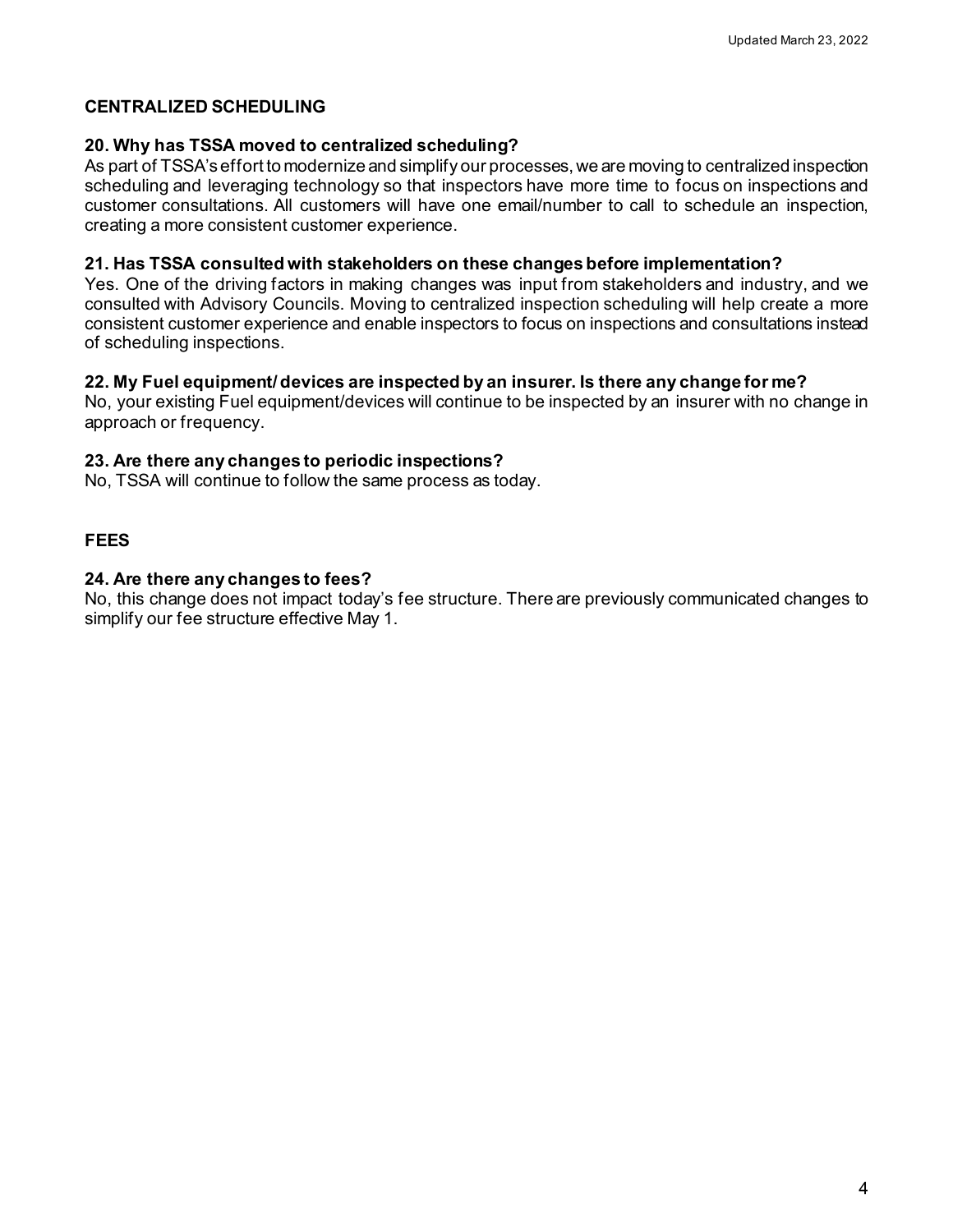## CENTRALIZED SCHEDULING

### 20. Why has TSSA moved to centralized scheduling?

As part of TSSA's effort to modernize and simplify our processes, we are moving to centralized inspection scheduling and leveraging technology so that inspectors have more time to focus on inspections and customer consultations. All customers will have one email/number to call to schedule an inspection, creating a more consistent customer experience.

### 21. Has TSSA consulted with stakeholders on these changes before implementation?

Yes. One of the driving factors in making changes was input from stakeholders and industry, and we consulted with Advisory Councils. Moving to centralized inspection scheduling will help create a more consistent customer experience and enable inspectors to focus on inspections and consultations instead of scheduling inspections.

### 22. My Fuel equipment/ devices are inspected by an insurer. Is there any change for me?

No, your existing Fuel equipment/devices will continue to be inspected by an insurer with no change in approach or frequency.

### 23. Are there any changes to periodic inspections?

No, TSSA will continue to follow the same process as today.

## FEES

### 24. Are there any changes to fees?

No, this change does not impact today's fee structure. There are previously communicated changes to simplify our fee structure effective May 1.